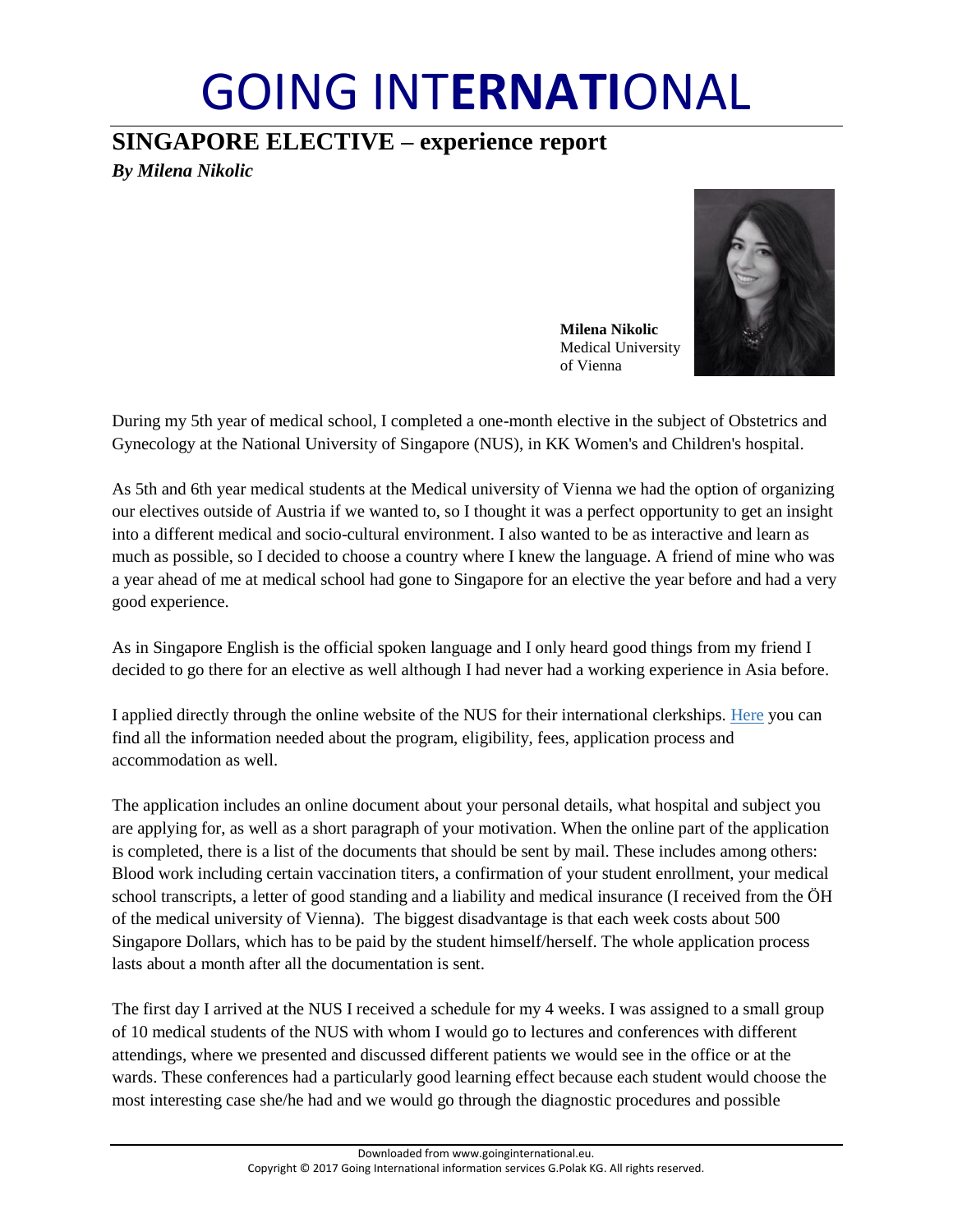# GOING INTERNATIONAL

## SINGAPORE ELECTIVE – experience report

***By Milena Nikolic***

**Milena Nikolic**
Medical University of Vienna

During my 5th year of medical school, I completed a one-month elective in the subject of Obstetrics and Gynecology at the National University of Singapore (NUS), in KK Women's and Children's hospital.

As 5th and 6th year medical students at the Medical university of Vienna we had the option of organizing our electives outside of Austria if we wanted to, so I thought it was a perfect opportunity to get an insight into a different medical and socio-cultural environment. I also wanted to be as interactive and learn as much as possible, so I decided to choose a country where I knew the language. A friend of mine who was a year ahead of me at medical school had gone to Singapore for an elective the year before and had a very good experience.

As in Singapore English is the official spoken language and I only heard good things from my friend I decided to go there for an elective as well although I had never had a working experience in Asia before.

I applied directly through the online website of the NUS for their international clerkships. Here you can find all the information needed about the program, eligibility, fees, application process and accommodation as well.

The application includes an online document about your personal details, what hospital and subject you are applying for, as well as a short paragraph of your motivation. When the online part of the application is completed, there is a list of the documents that should be sent by mail. These includes among others: Blood work including certain vaccination titers, a confirmation of your student enrollment, your medical school transcripts, a letter of good standing and a liability and medical insurance (I received from the ÖH of the medical university of Vienna). The biggest disadvantage is that each week costs about 500 Singapore Dollars, which has to be paid by the student himself/herself. The whole application process lasts about a month after all the documentation is sent.

The first day I arrived at the NUS I received a schedule for my 4 weeks. I was assigned to a small group of 10 medical students of the NUS with whom I would go to lectures and conferences with different attendings, where we presented and discussed different patients we would see in the office or at the wards. These conferences had a particularly good learning effect because each student would choose the most interesting case she/he had and we would go through the diagnostic procedures and possible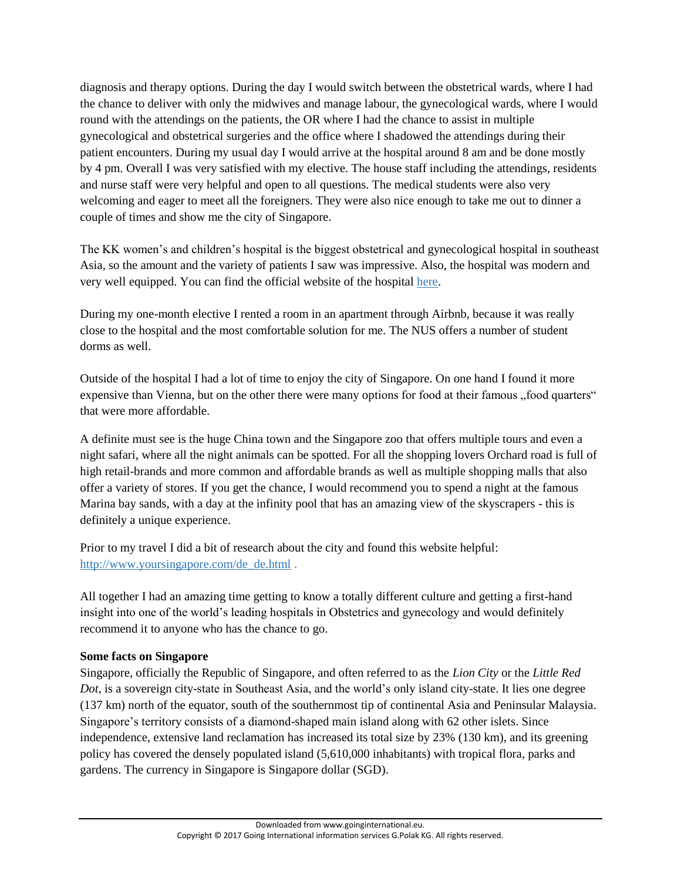diagnosis and therapy options. During the day I would switch between the obstetrical wards, where I had the chance to deliver with only the midwives and manage labour, the gynecological wards, where I would round with the attendings on the patients, the OR where I had the chance to assist in multiple gynecological and obstetrical surgeries and the office where I shadowed the attendings during their patient encounters. During my usual day I would arrive at the hospital around 8 am and be done mostly by 4 pm. Overall I was very satisfied with my elective. The house staff including the attendings, residents and nurse staff were very helpful and open to all questions. The medical students were also very welcoming and eager to meet all the foreigners. They were also nice enough to take me out to dinner a couple of times and show me the city of Singapore.

The KK women's and children's hospital is the biggest obstetrical and gynecological hospital in southeast Asia, so the amount and the variety of patients I saw was impressive. Also, the hospital was modern and very well equipped. You can find the official website of the hospital here.

During my one-month elective I rented a room in an apartment through Airbnb, because it was really close to the hospital and the most comfortable solution for me. The NUS offers a number of student dorms as well.

Outside of the hospital I had a lot of time to enjoy the city of Singapore. On one hand I found it more expensive than Vienna, but on the other there were many options for food at their famous „food quarters" that were more affordable.

A definite must see is the huge China town and the Singapore zoo that offers multiple tours and even a night safari, where all the night animals can be spotted. For all the shopping lovers Orchard road is full of high retail-brands and more common and affordable brands as well as multiple shopping malls that also offer a variety of stores. If you get the chance, I would recommend you to spend a night at the famous Marina bay sands, with a day at the infinity pool that has an amazing view of the skyscrapers - this is definitely a unique experience.

Prior to my travel I did a bit of research about the city and found this website helpful: http://www.yoursingapore.com/de_de.html .

All together I had an amazing time getting to know a totally different culture and getting a first-hand insight into one of the world's leading hospitals in Obstetrics and gynecology and would definitely recommend it to anyone who has the chance to go.

**Some facts on Singapore**

Singapore, officially the Republic of Singapore, and often referred to as the *Lion City* or the *Little Red Dot*, is a sovereign city-state in Southeast Asia, and the world's only island city-state. It lies one degree (137 km) north of the equator, south of the southernmost tip of continental Asia and Peninsular Malaysia. Singapore's territory consists of a diamond-shaped main island along with 62 other islets. Since independence, extensive land reclamation has increased its total size by 23% (130 km), and its greening policy has covered the densely populated island (5,610,000 inhabitants) with tropical flora, parks and gardens. The currency in Singapore is Singapore dollar (SGD).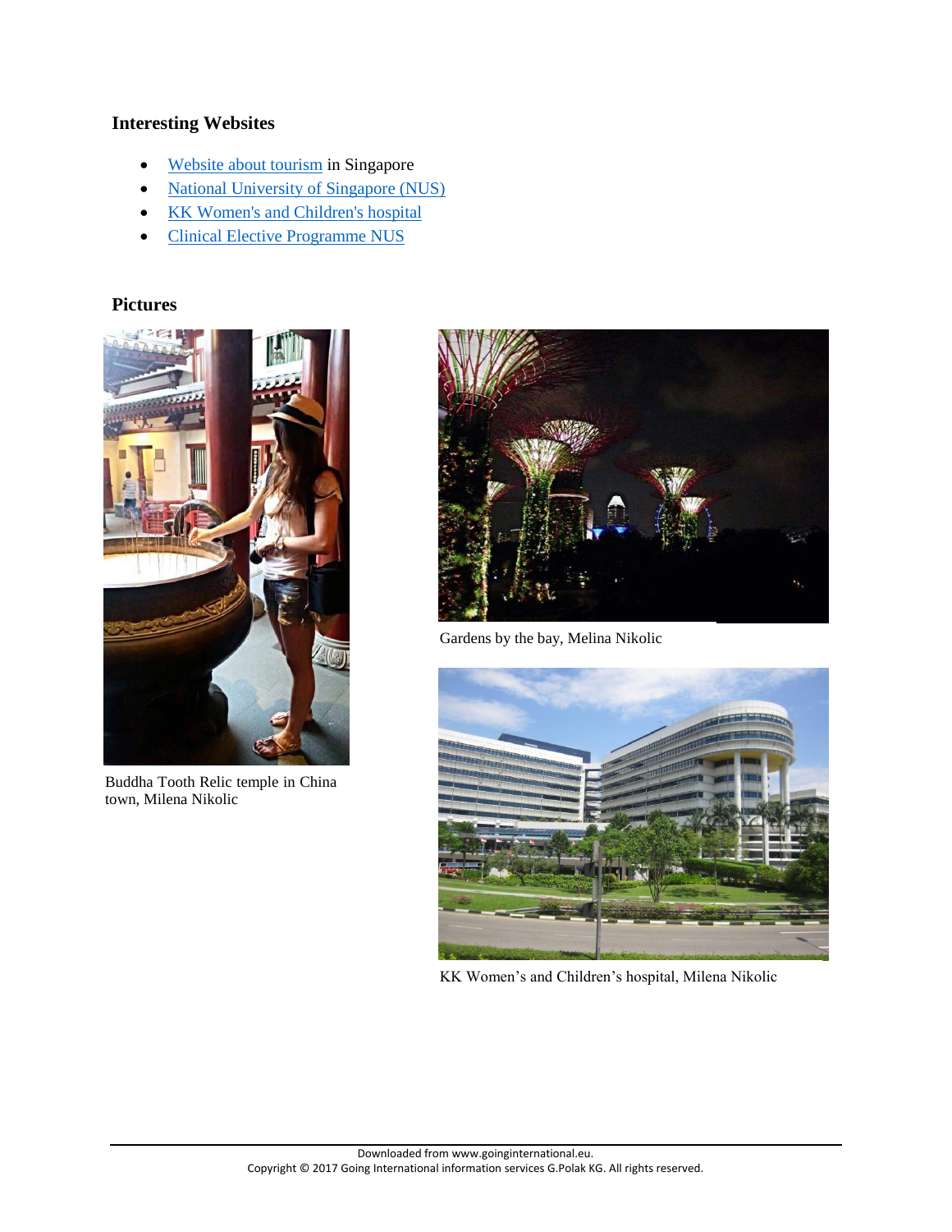## Interesting Websites

- Website about tourism in Singapore
- National University of Singapore (NUS)
- KK Women's and Children's hospital
- Clinical Elective Programme NUS

## Pictures

Buddha Tooth Relic temple in China town, Milena Nikolic

Gardens by the bay, Melina Nikolic

KK Women's and Children's hospital, Milena Nikolic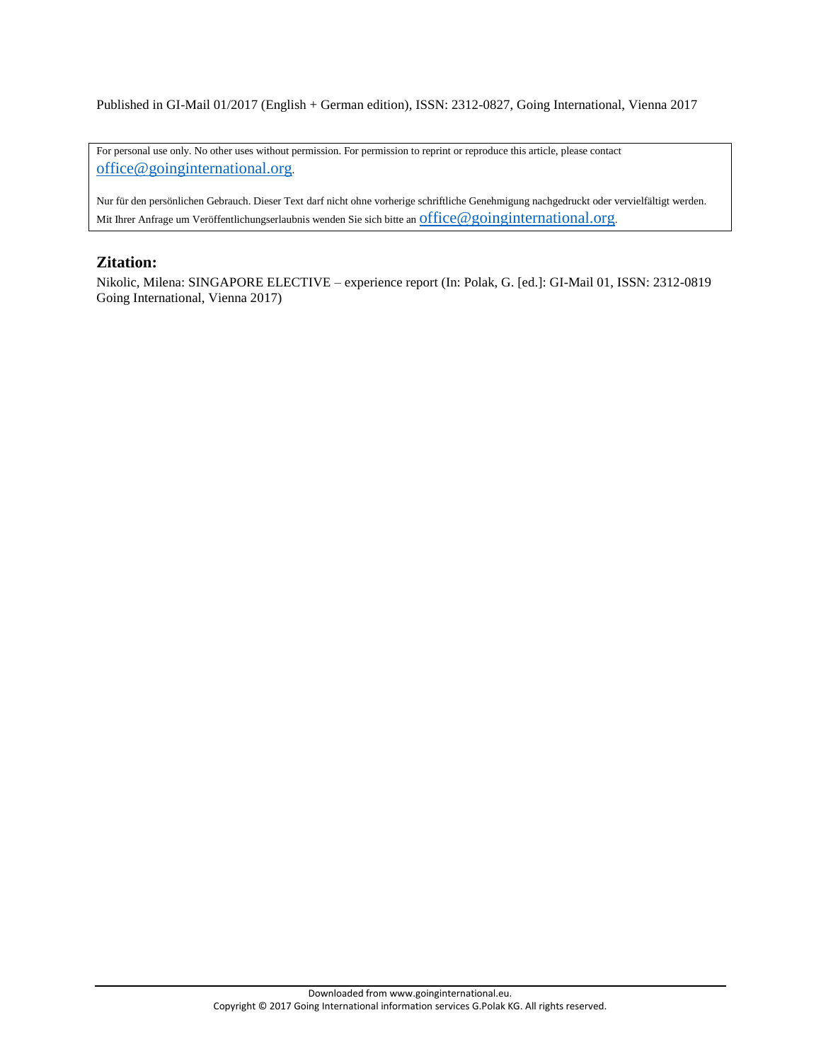Published in GI-Mail 01/2017 (English + German edition), ISSN: 2312-0827, Going International, Vienna 2017

For personal use only. No other uses without permission. For permission to reprint or reproduce this article, please contact office@goinginternational.org.

Nur für den persönlichen Gebrauch. Dieser Text darf nicht ohne vorherige schriftliche Genehmigung nachgedruckt oder vervielfältigt werden. Mit Ihrer Anfrage um Veröffentlichungserlaubnis wenden Sie sich bitte an office@goinginternational.org.

## Zitation:

Nikolic, Milena: SINGAPORE ELECTIVE – experience report (In: Polak, G. [ed.]: GI-Mail 01, ISSN: 2312-0819 Going International, Vienna 2017)

Downloaded from www.goinginternational.eu.
Copyright © 2017 Going International information services G.Polak KG. All rights reserved.